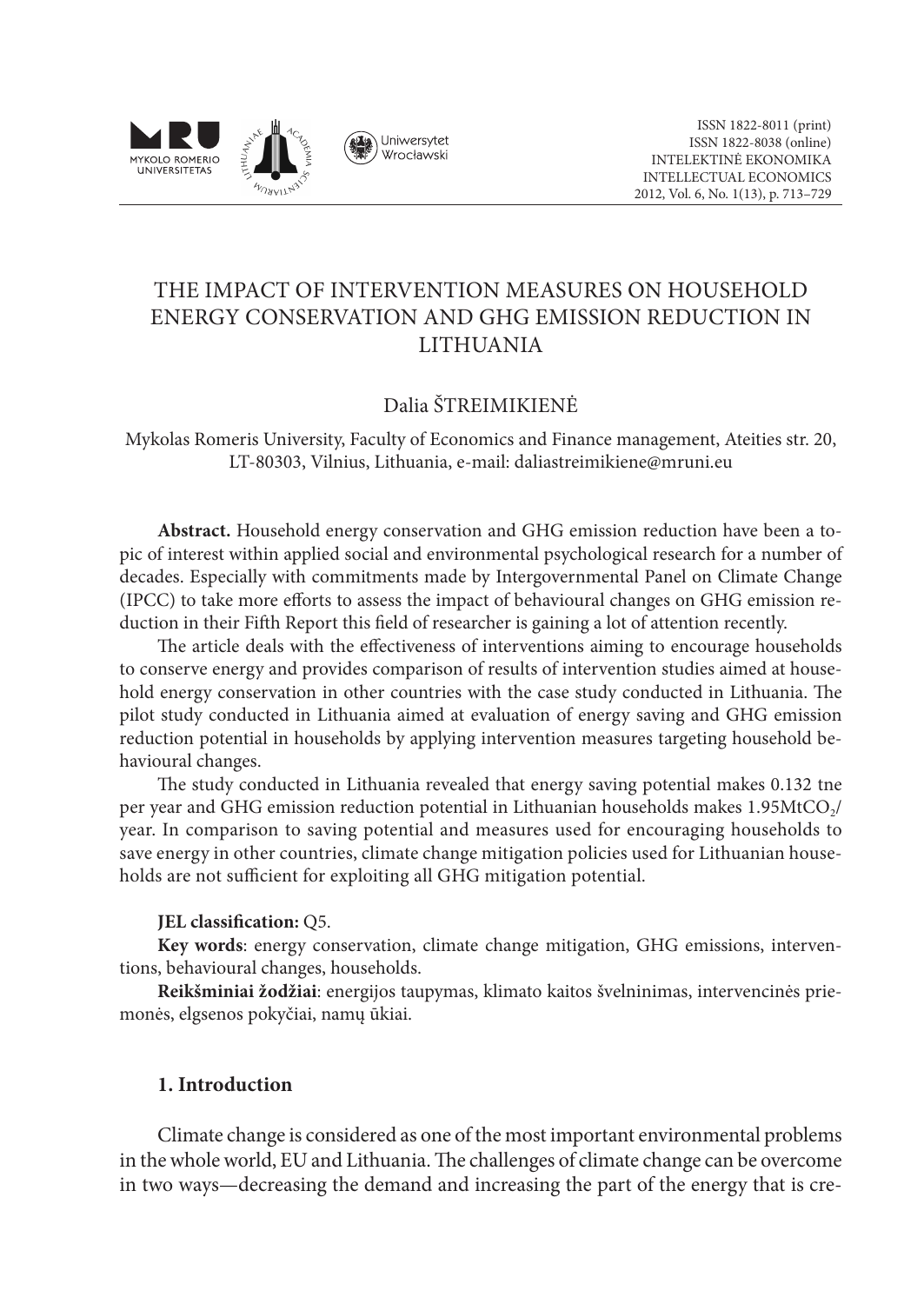ISSN 1822-8011 (print)
ISSN 1822-8038 (online)
INTELEKTINĖ EKONOMIKA
INTELLECTUAL ECONOMICS
2012, Vol. 6, No. 1(13), p. 713–729

# THE IMPACT OF INTERVENTION MEASURES ON HOUSEHOLD ENERGY CONSERVATION AND GHG EMISSION REDUCTION IN LITHUANIA

Dalia ŠTREIMIKIENĖ

Mykolas Romeris University, Faculty of Economics and Finance management, Ateities str. 20, LT-80303, Vilnius, Lithuania, e-mail: daliastreimikiene@mruni.eu

**Abstract.** Household energy conservation and GHG emission reduction have been a topic of interest within applied social and environmental psychological research for a number of decades. Especially with commitments made by Intergovernmental Panel on Climate Change (IPCC) to take more efforts to assess the impact of behavioural changes on GHG emission reduction in their Fifth Report this field of researcher is gaining a lot of attention recently.

The article deals with the effectiveness of interventions aiming to encourage households to conserve energy and provides comparison of results of intervention studies aimed at household energy conservation in other countries with the case study conducted in Lithuania. The pilot study conducted in Lithuania aimed at evaluation of energy saving and GHG emission reduction potential in households by applying intervention measures targeting household behavioural changes.

The study conducted in Lithuania revealed that energy saving potential makes 0.132 tne per year and GHG emission reduction potential in Lithuanian households makes 1.95Mt$CO_2$/year. In comparison to saving potential and measures used for encouraging households to save energy in other countries, climate change mitigation policies used for Lithuanian households are not sufficient for exploiting all GHG mitigation potential.

**JEL classification:** Q5.

**Key words**: energy conservation, climate change mitigation, GHG emissions, interventions, behavioural changes, households.

**Reikšminiai žodžiai**: energijos taupymas, klimato kaitos švelninimas, intervencinės priemonės, elgsenos pokyčiai, namų ūkiai.

## 1. Introduction

Climate change is considered as one of the most important environmental problems in the whole world, EU and Lithuania. The challenges of climate change can be overcome in two ways—decreasing the demand and increasing the part of the energy that is cre-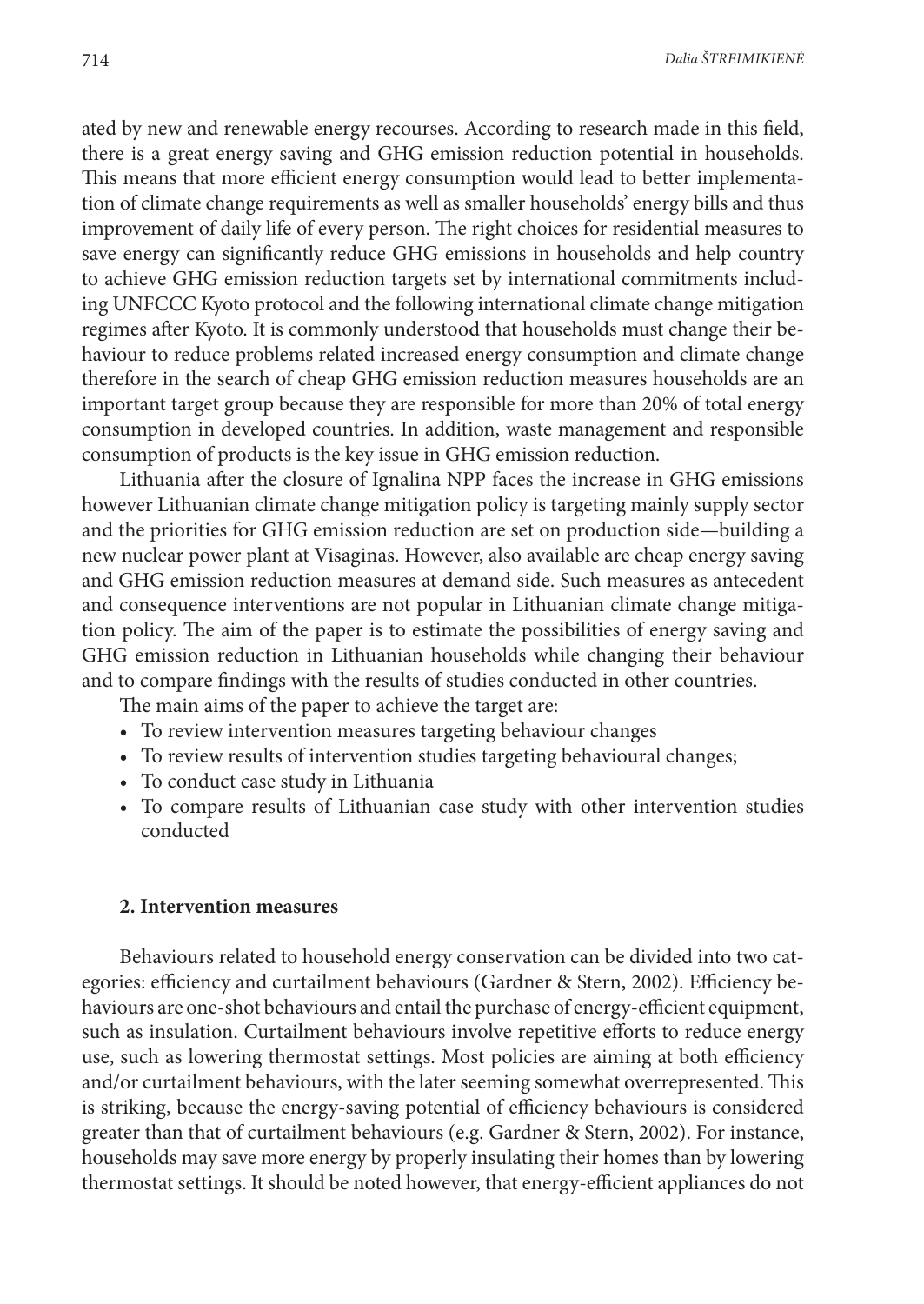ated by new and renewable energy recourses. According to research made in this field, there is a great energy saving and GHG emission reduction potential in households. This means that more efficient energy consumption would lead to better implementation of climate change requirements as well as smaller households' energy bills and thus improvement of daily life of every person. The right choices for residential measures to save energy can significantly reduce GHG emissions in households and help country to achieve GHG emission reduction targets set by international commitments including UNFCCC Kyoto protocol and the following international climate change mitigation regimes after Kyoto. It is commonly understood that households must change their behaviour to reduce problems related increased energy consumption and climate change therefore in the search of cheap GHG emission reduction measures households are an important target group because they are responsible for more than 20% of total energy consumption in developed countries. In addition, waste management and responsible consumption of products is the key issue in GHG emission reduction.

Lithuania after the closure of Ignalina NPP faces the increase in GHG emissions however Lithuanian climate change mitigation policy is targeting mainly supply sector and the priorities for GHG emission reduction are set on production side—building a new nuclear power plant at Visaginas. However, also available are cheap energy saving and GHG emission reduction measures at demand side. Such measures as antecedent and consequence interventions are not popular in Lithuanian climate change mitigation policy. The aim of the paper is to estimate the possibilities of energy saving and GHG emission reduction in Lithuanian households while changing their behaviour and to compare findings with the results of studies conducted in other countries.

The main aims of the paper to achieve the target are:

- To review intervention measures targeting behaviour changes
- To review results of intervention studies targeting behavioural changes;
- To conduct case study in Lithuania
- To compare results of Lithuanian case study with other intervention studies conducted

## 2. Intervention measures

Behaviours related to household energy conservation can be divided into two categories: efficiency and curtailment behaviours (Gardner & Stern, 2002). Efficiency behaviours are one-shot behaviours and entail the purchase of energy-efficient equipment, such as insulation. Curtailment behaviours involve repetitive efforts to reduce energy use, such as lowering thermostat settings. Most policies are aiming at both efficiency and/or curtailment behaviours, with the later seeming somewhat overrepresented. This is striking, because the energy-saving potential of efficiency behaviours is considered greater than that of curtailment behaviours (e.g. Gardner & Stern, 2002). For instance, households may save more energy by properly insulating their homes than by lowering thermostat settings. It should be noted however, that energy-efficient appliances do not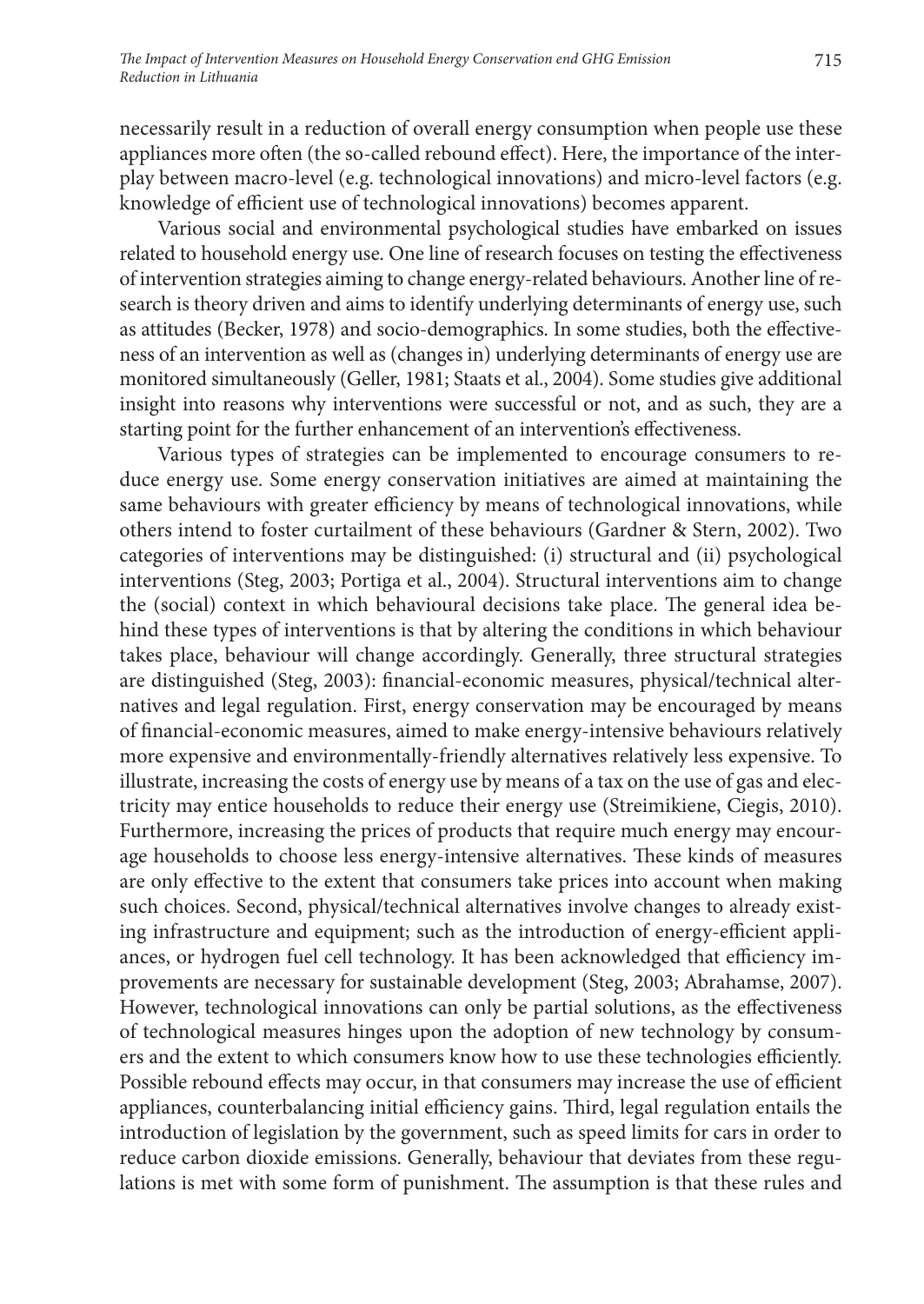necessarily result in a reduction of overall energy consumption when people use these appliances more often (the so-called rebound effect). Here, the importance of the interplay between macro-level (e.g. technological innovations) and micro-level factors (e.g. knowledge of efficient use of technological innovations) becomes apparent.

Various social and environmental psychological studies have embarked on issues related to household energy use. One line of research focuses on testing the effectiveness of intervention strategies aiming to change energy-related behaviours. Another line of research is theory driven and aims to identify underlying determinants of energy use, such as attitudes (Becker, 1978) and socio-demographics. In some studies, both the effectiveness of an intervention as well as (changes in) underlying determinants of energy use are monitored simultaneously (Geller, 1981; Staats et al., 2004). Some studies give additional insight into reasons why interventions were successful or not, and as such, they are a starting point for the further enhancement of an intervention's effectiveness.

Various types of strategies can be implemented to encourage consumers to reduce energy use. Some energy conservation initiatives are aimed at maintaining the same behaviours with greater efficiency by means of technological innovations, while others intend to foster curtailment of these behaviours (Gardner & Stern, 2002). Two categories of interventions may be distinguished: (i) structural and (ii) psychological interventions (Steg, 2003; Portiga et al., 2004). Structural interventions aim to change the (social) context in which behavioural decisions take place. The general idea behind these types of interventions is that by altering the conditions in which behaviour takes place, behaviour will change accordingly. Generally, three structural strategies are distinguished (Steg, 2003): financial-economic measures, physical/technical alternatives and legal regulation. First, energy conservation may be encouraged by means of financial-economic measures, aimed to make energy-intensive behaviours relatively more expensive and environmentally-friendly alternatives relatively less expensive. To illustrate, increasing the costs of energy use by means of a tax on the use of gas and electricity may entice households to reduce their energy use (Streimikiene, Ciegis, 2010). Furthermore, increasing the prices of products that require much energy may encourage households to choose less energy-intensive alternatives. These kinds of measures are only effective to the extent that consumers take prices into account when making such choices. Second, physical/technical alternatives involve changes to already existing infrastructure and equipment; such as the introduction of energy-efficient appliances, or hydrogen fuel cell technology. It has been acknowledged that efficiency improvements are necessary for sustainable development (Steg, 2003; Abrahamse, 2007). However, technological innovations can only be partial solutions, as the effectiveness of technological measures hinges upon the adoption of new technology by consumers and the extent to which consumers know how to use these technologies efficiently. Possible rebound effects may occur, in that consumers may increase the use of efficient appliances, counterbalancing initial efficiency gains. Third, legal regulation entails the introduction of legislation by the government, such as speed limits for cars in order to reduce carbon dioxide emissions. Generally, behaviour that deviates from these regulations is met with some form of punishment. The assumption is that these rules and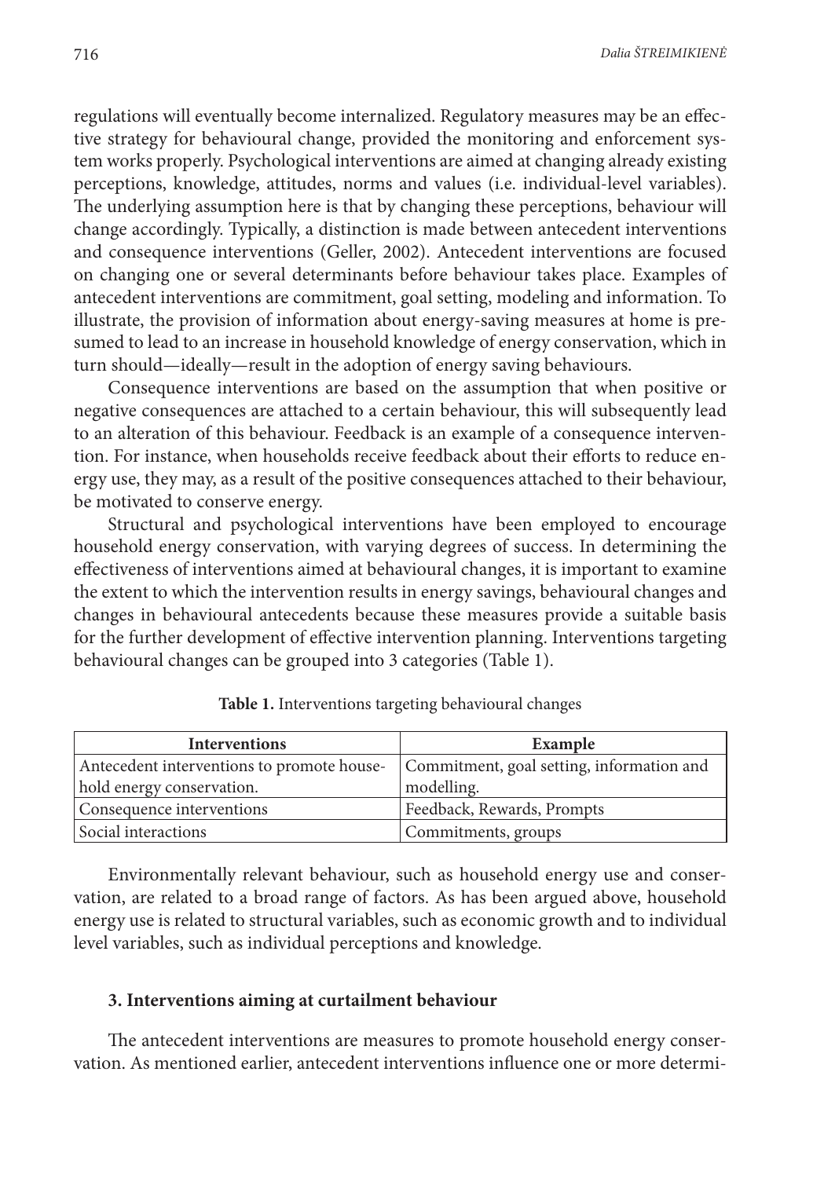regulations will eventually become internalized. Regulatory measures may be an effective strategy for behavioural change, provided the monitoring and enforcement system works properly. Psychological interventions are aimed at changing already existing perceptions, knowledge, attitudes, norms and values (i.e. individual-level variables). The underlying assumption here is that by changing these perceptions, behaviour will change accordingly. Typically, a distinction is made between antecedent interventions and consequence interventions (Geller, 2002). Antecedent interventions are focused on changing one or several determinants before behaviour takes place. Examples of antecedent interventions are commitment, goal setting, modeling and information. To illustrate, the provision of information about energy-saving measures at home is presumed to lead to an increase in household knowledge of energy conservation, which in turn should—ideally—result in the adoption of energy saving behaviours.

Consequence interventions are based on the assumption that when positive or negative consequences are attached to a certain behaviour, this will subsequently lead to an alteration of this behaviour. Feedback is an example of a consequence intervention. For instance, when households receive feedback about their efforts to reduce energy use, they may, as a result of the positive consequences attached to their behaviour, be motivated to conserve energy.

Structural and psychological interventions have been employed to encourage household energy conservation, with varying degrees of success. In determining the effectiveness of interventions aimed at behavioural changes, it is important to examine the extent to which the intervention results in energy savings, behavioural changes and changes in behavioural antecedents because these measures provide a suitable basis for the further development of effective intervention planning. Interventions targeting behavioural changes can be grouped into 3 categories (Table 1).

**Table 1.** Interventions targeting behavioural changes

| Interventions | Example |
|---|---|
| Antecedent interventions to promote household energy conservation. | Commitment, goal setting, information and modelling. |
| Consequence interventions | Feedback, Rewards, Prompts |
| Social interactions | Commitments, groups |

Environmentally relevant behaviour, such as household energy use and conservation, are related to a broad range of factors. As has been argued above, household energy use is related to structural variables, such as economic growth and to individual level variables, such as individual perceptions and knowledge.

### 3. Interventions aiming at curtailment behaviour

The antecedent interventions are measures to promote household energy conservation. As mentioned earlier, antecedent interventions influence one or more determi-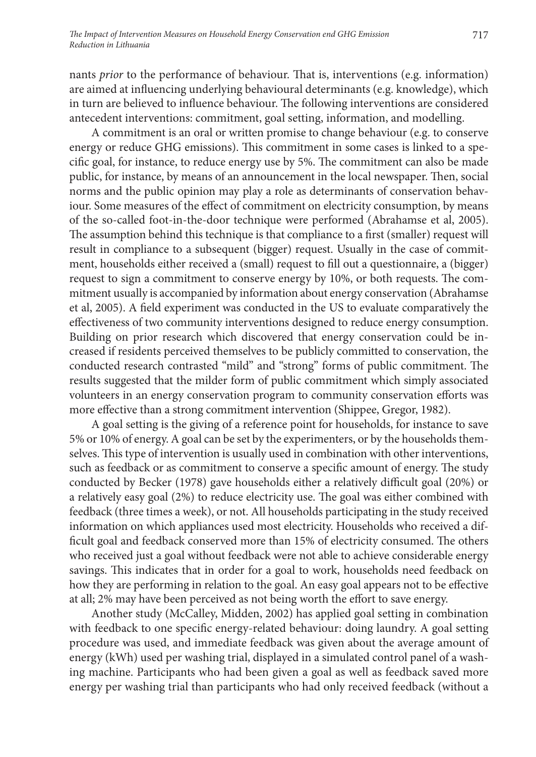nants *prior* to the performance of behaviour. That is, interventions (e.g. information) are aimed at influencing underlying behavioural determinants (e.g. knowledge), which in turn are believed to influence behaviour. The following interventions are considered antecedent interventions: commitment, goal setting, information, and modelling.

A commitment is an oral or written promise to change behaviour (e.g. to conserve energy or reduce GHG emissions). This commitment in some cases is linked to a specific goal, for instance, to reduce energy use by 5%. The commitment can also be made public, for instance, by means of an announcement in the local newspaper. Then, social norms and the public opinion may play a role as determinants of conservation behaviour. Some measures of the effect of commitment on electricity consumption, by means of the so-called foot-in-the-door technique were performed (Abrahamse et al, 2005). The assumption behind this technique is that compliance to a first (smaller) request will result in compliance to a subsequent (bigger) request. Usually in the case of commitment, households either received a (small) request to fill out a questionnaire, a (bigger) request to sign a commitment to conserve energy by 10%, or both requests. The commitment usually is accompanied by information about energy conservation (Abrahamse et al, 2005). A field experiment was conducted in the US to evaluate comparatively the effectiveness of two community interventions designed to reduce energy consumption. Building on prior research which discovered that energy conservation could be increased if residents perceived themselves to be publicly committed to conservation, the conducted research contrasted "mild" and "strong" forms of public commitment. The results suggested that the milder form of public commitment which simply associated volunteers in an energy conservation program to community conservation efforts was more effective than a strong commitment intervention (Shippee, Gregor, 1982).

A goal setting is the giving of a reference point for households, for instance to save 5% or 10% of energy. A goal can be set by the experimenters, or by the households themselves. This type of intervention is usually used in combination with other interventions, such as feedback or as commitment to conserve a specific amount of energy. The study conducted by Becker (1978) gave households either a relatively difficult goal (20%) or a relatively easy goal (2%) to reduce electricity use. The goal was either combined with feedback (three times a week), or not. All households participating in the study received information on which appliances used most electricity. Households who received a difficult goal and feedback conserved more than 15% of electricity consumed. The others who received just a goal without feedback were not able to achieve considerable energy savings. This indicates that in order for a goal to work, households need feedback on how they are performing in relation to the goal. An easy goal appears not to be effective at all; 2% may have been perceived as not being worth the effort to save energy.

Another study (McCalley, Midden, 2002) has applied goal setting in combination with feedback to one specific energy-related behaviour: doing laundry. A goal setting procedure was used, and immediate feedback was given about the average amount of energy (kWh) used per washing trial, displayed in a simulated control panel of a washing machine. Participants who had been given a goal as well as feedback saved more energy per washing trial than participants who had only received feedback (without a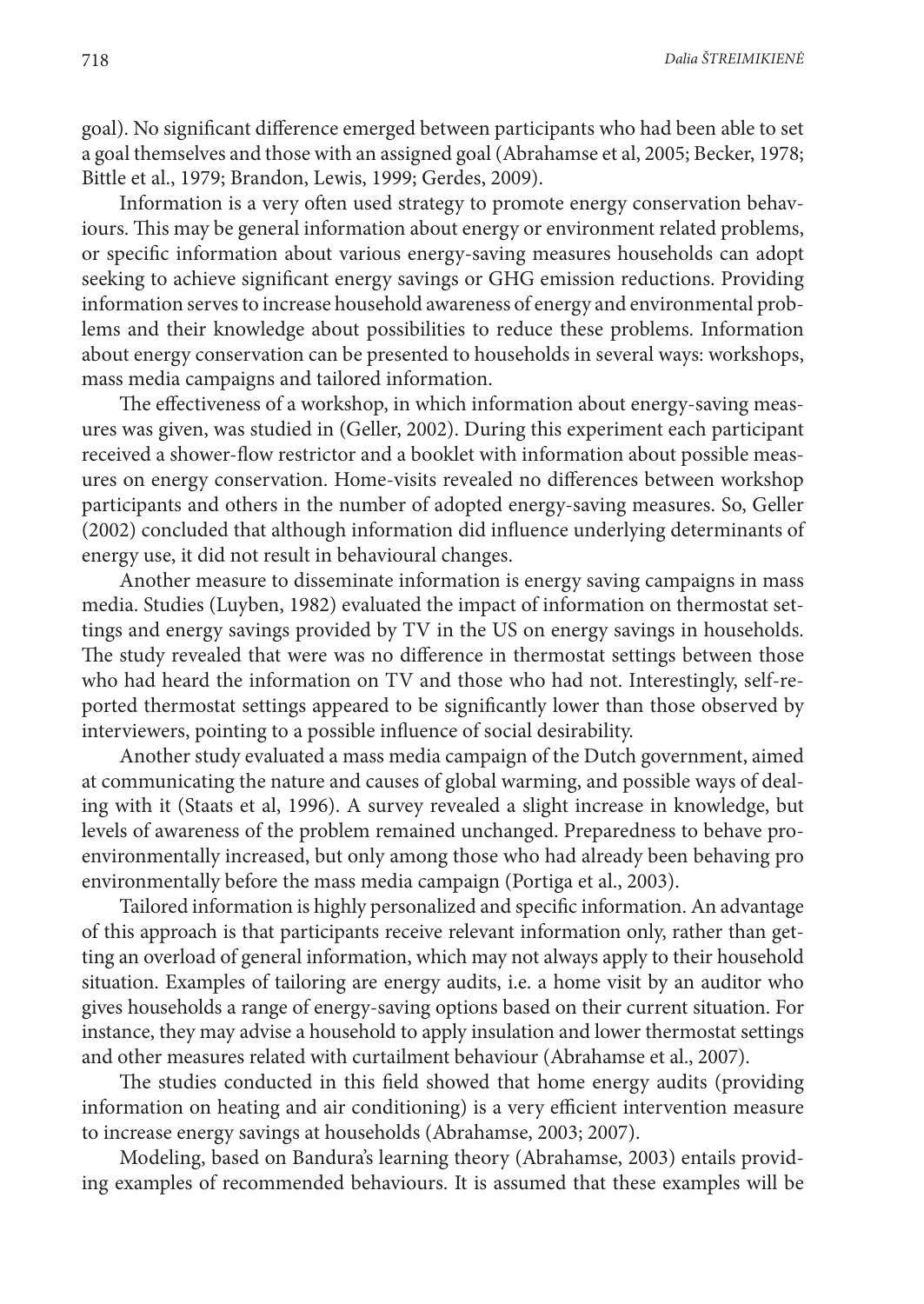goal). No significant difference emerged between participants who had been able to set a goal themselves and those with an assigned goal (Abrahamse et al, 2005; Becker, 1978; Bittle et al., 1979; Brandon, Lewis, 1999; Gerdes, 2009).

Information is a very often used strategy to promote energy conservation behaviours. This may be general information about energy or environment related problems, or specific information about various energy-saving measures households can adopt seeking to achieve significant energy savings or GHG emission reductions. Providing information serves to increase household awareness of energy and environmental problems and their knowledge about possibilities to reduce these problems. Information about energy conservation can be presented to households in several ways: workshops, mass media campaigns and tailored information.

The effectiveness of a workshop, in which information about energy-saving measures was given, was studied in (Geller, 2002). During this experiment each participant received a shower-flow restrictor and a booklet with information about possible measures on energy conservation. Home-visits revealed no differences between workshop participants and others in the number of adopted energy-saving measures. So, Geller (2002) concluded that although information did influence underlying determinants of energy use, it did not result in behavioural changes.

Another measure to disseminate information is energy saving campaigns in mass media. Studies (Luyben, 1982) evaluated the impact of information on thermostat settings and energy savings provided by TV in the US on energy savings in households. The study revealed that were was no difference in thermostat settings between those who had heard the information on TV and those who had not. Interestingly, self-reported thermostat settings appeared to be significantly lower than those observed by interviewers, pointing to a possible influence of social desirability.

Another study evaluated a mass media campaign of the Dutch government, aimed at communicating the nature and causes of global warming, and possible ways of dealing with it (Staats et al, 1996). A survey revealed a slight increase in knowledge, but levels of awareness of the problem remained unchanged. Preparedness to behave pro-environmentally increased, but only among those who had already been behaving pro environmentally before the mass media campaign (Portiga et al., 2003).

Tailored information is highly personalized and specific information. An advantage of this approach is that participants receive relevant information only, rather than getting an overload of general information, which may not always apply to their household situation. Examples of tailoring are energy audits, i.e. a home visit by an auditor who gives households a range of energy-saving options based on their current situation. For instance, they may advise a household to apply insulation and lower thermostat settings and other measures related with curtailment behaviour (Abrahamse et al., 2007).

The studies conducted in this field showed that home energy audits (providing information on heating and air conditioning) is a very efficient intervention measure to increase energy savings at households (Abrahamse, 2003; 2007).

Modeling, based on Bandura's learning theory (Abrahamse, 2003) entails providing examples of recommended behaviours. It is assumed that these examples will be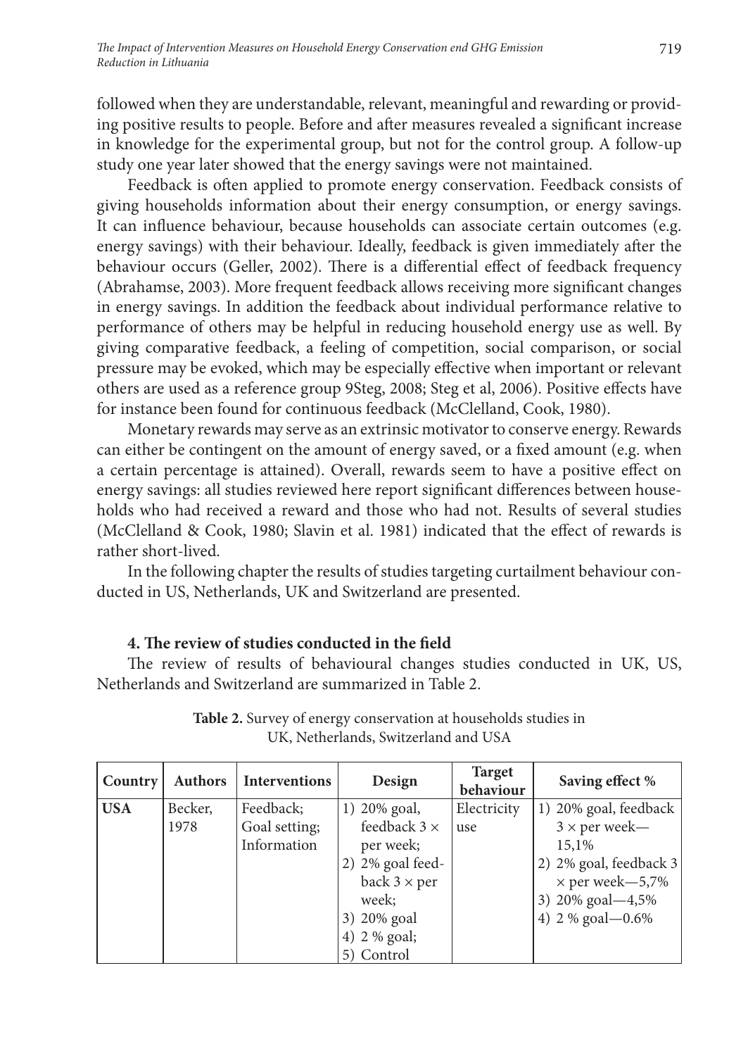followed when they are understandable, relevant, meaningful and rewarding or providing positive results to people. Before and after measures revealed a significant increase in knowledge for the experimental group, but not for the control group. A follow-up study one year later showed that the energy savings were not maintained.

Feedback is often applied to promote energy conservation. Feedback consists of giving households information about their energy consumption, or energy savings. It can influence behaviour, because households can associate certain outcomes (e.g. energy savings) with their behaviour. Ideally, feedback is given immediately after the behaviour occurs (Geller, 2002). There is a differential effect of feedback frequency (Abrahamse, 2003). More frequent feedback allows receiving more significant changes in energy savings. In addition the feedback about individual performance relative to performance of others may be helpful in reducing household energy use as well. By giving comparative feedback, a feeling of competition, social comparison, or social pressure may be evoked, which may be especially effective when important or relevant others are used as a reference group 9Steg, 2008; Steg et al, 2006). Positive effects have for instance been found for continuous feedback (McClelland, Cook, 1980).

Monetary rewards may serve as an extrinsic motivator to conserve energy. Rewards can either be contingent on the amount of energy saved, or a fixed amount (e.g. when a certain percentage is attained). Overall, rewards seem to have a positive effect on energy savings: all studies reviewed here report significant differences between households who had received a reward and those who had not. Results of several studies (McClelland & Cook, 1980; Slavin et al. 1981) indicated that the effect of rewards is rather short-lived.

In the following chapter the results of studies targeting curtailment behaviour conducted in US, Netherlands, UK and Switzerland are presented.

## 4. The review of studies conducted in the field

The review of results of behavioural changes studies conducted in UK, US, Netherlands and Switzerland are summarized in Table 2.

**Table 2.** Survey of energy conservation at households studies in UK, Netherlands, Switzerland and USA

| Country | Authors | Interventions | Design | Target behaviour | Saving effect % |
|---|---|---|---|---|---|
| **USA** | Becker, 1978 | Feedback; Goal setting; Information | 1) 20% goal, feedback 3 × per week; 2) 2% goal feedback 3 × per week; 3) 20% goal 4) 2 % goal; 5) Control | Electricity use | 1) 20% goal, feedback 3 × per week—15,1% 2) 2% goal, feedback 3 × per week—5,7% 3) 20% goal—4,5% 4) 2 % goal—0.6% |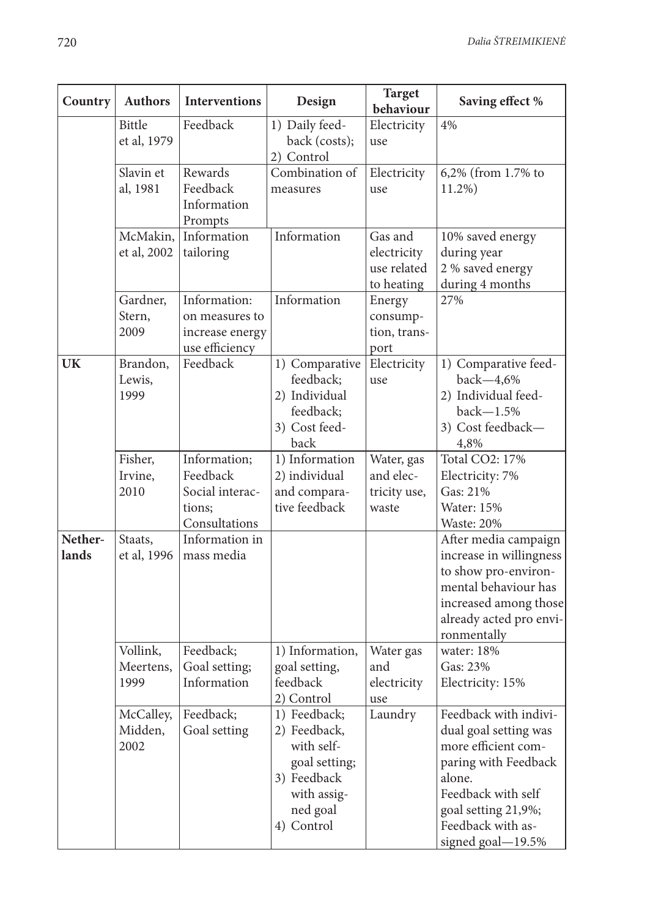| Country | Authors | Interventions | Design | Target behaviour | Saving effect % |
|---|---|---|---|---|---|
| | Bittle et al, 1979 | Feedback | 1) Daily feedback (costs); 2) Control | Electricity use | 4% |
| | Slavin et al, 1981 | Rewards Feedback Information Prompts | Combination of measures | Electricity use | 6,2% (from 1.7% to 11.2%) |
| | McMakin, et al, 2002 | Information tailoring | Information | Gas and electricity use related to heating | 10% saved energy during year 2 % saved energy during 4 months |
| | Gardner, Stern, 2009 | Information: on measures to increase energy use efficiency | Information | Energy consumption, transport | 27% |
| **UK** | Brandon, Lewis, 1999 | Feedback | 1) Comparative feedback; 2) Individual feedback; 3) Cost feedback | Electricity use | 1) Comparative feedback—4,6% 2) Individual feedback—1.5% 3) Cost feedback—4,8% |
| | Fisher, Irvine, 2010 | Information; Feedback Social interactions; Consultations | 1) Information 2) individual and comparative feedback | Water, gas and electricity use, waste | Total $CO_2$: 17% Electricity: 7% Gas: 21% Water: 15% Waste: 20% |
| **Netherlands** | Staats, et al, 1996 | Information in mass media | | | After media campaign increase in willingness to show pro-environmental behaviour has increased among those already acted pro environmentally |
| | Vollink, Meertens, 1999 | Feedback; Goal setting; Information | 1) Information, goal setting, feedback 2) Control | Water gas and electricity use | water: 18% Gas: 23% Electricity: 15% |
| | McCalley, Midden, 2002 | Feedback; Goal setting | 1) Feedback; 2) Feedback, with self-goal setting; 3) Feedback with assigned goal 4) Control | Laundry | Feedback with individual goal setting was more efficient comparing with Feedback alone. Feedback with self goal setting 21,9%; Feedback with assigned goal—19.5% |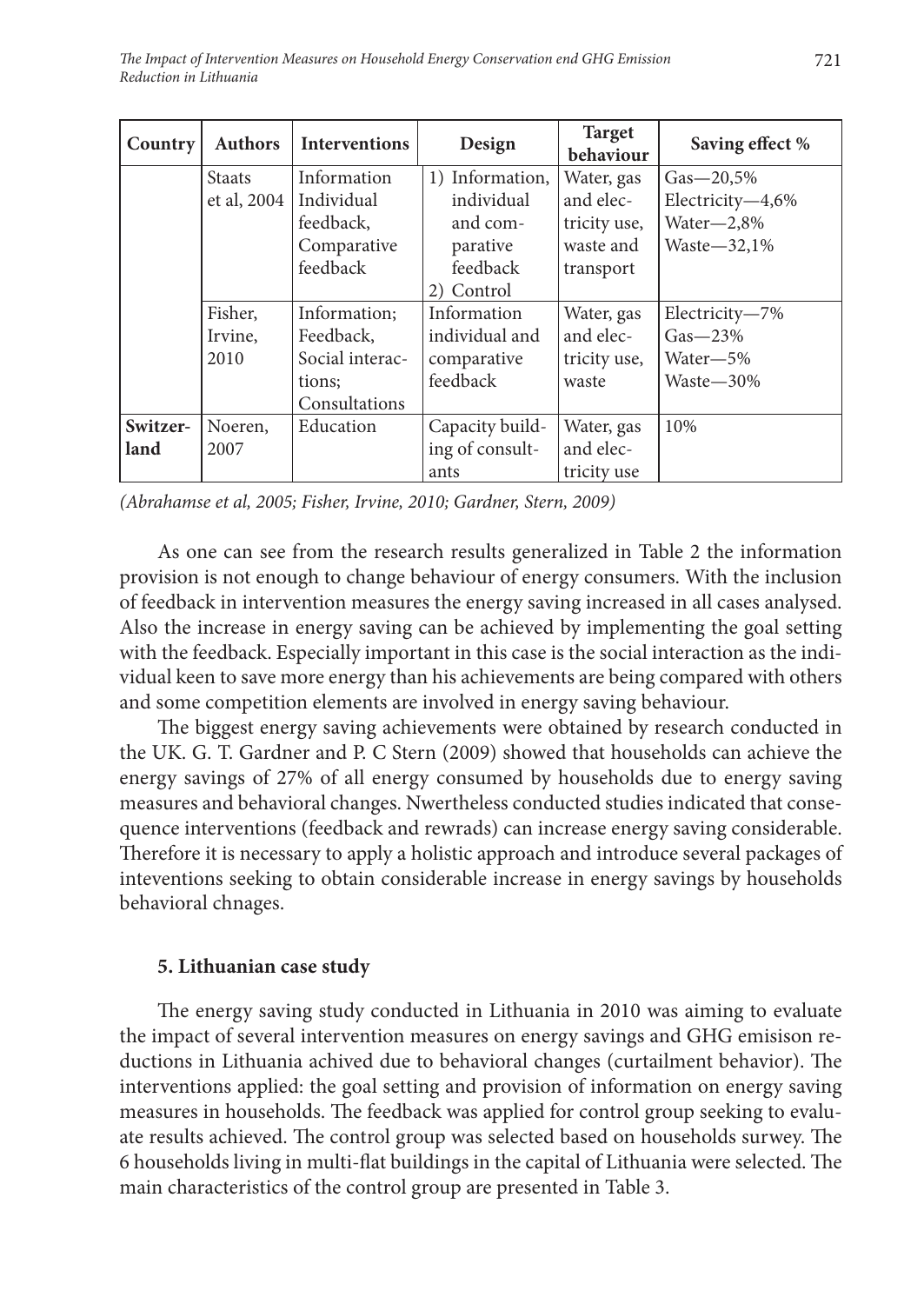| Country | Authors | Interventions | Design | Target behaviour | Saving effect % |
|---|---|---|---|---|---|
| | Staats et al, 2004 | Information Individual feedback, Comparative feedback | 1) Information, individual and comparative feedback 2) Control | Water, gas and electricity use, waste and transport | Gas—20,5% Electricity—4,6% Water—2,8% Waste—32,1% |
| | Fisher, Irvine, 2010 | Information; Feedback, Social interactions; Consultations | Information individual and comparative feedback | Water, gas and electricity use, waste | Electricity—7% Gas—23% Water—5% Waste—30% |
| **Switzerland** | Noeren, 2007 | Education | Capacity building of consultants | Water, gas and electricity use | 10% |

*(Abrahamse et al, 2005; Fisher, Irvine, 2010; Gardner, Stern, 2009)*

As one can see from the research results generalized in Table 2 the information provision is not enough to change behaviour of energy consumers. With the inclusion of feedback in intervention measures the energy saving increased in all cases analysed. Also the increase in energy saving can be achieved by implementing the goal setting with the feedback. Especially important in this case is the social interaction as the individual keen to save more energy than his achievements are being compared with others and some competition elements are involved in energy saving behaviour.

The biggest energy saving achievements were obtained by research conducted in the UK. G. T. Gardner and P. C Stern (2009) showed that households can achieve the energy savings of 27% of all energy consumed by households due to energy saving measures and behavioral changes. Nwertheless conducted studies indicated that consequence interventions (feedback and rewrads) can increase energy saving considerable. Therefore it is necessary to apply a holistic approach and introduce several packages of inteventions seeking to obtain considerable increase in energy savings by households behavioral chnages.

## 5. Lithuanian case study

The energy saving study conducted in Lithuania in 2010 was aiming to evaluate the impact of several intervention measures on energy savings and GHG emisison reductions in Lithuania achived due to behavioral changes (curtailment behavior). The interventions applied: the goal setting and provision of information on energy saving measures in households. The feedback was applied for control group seeking to evaluate results achieved. The control group was selected based on households surwey. The 6 households living in multi-flat buildings in the capital of Lithuania were selected. The main characteristics of the control group are presented in Table 3.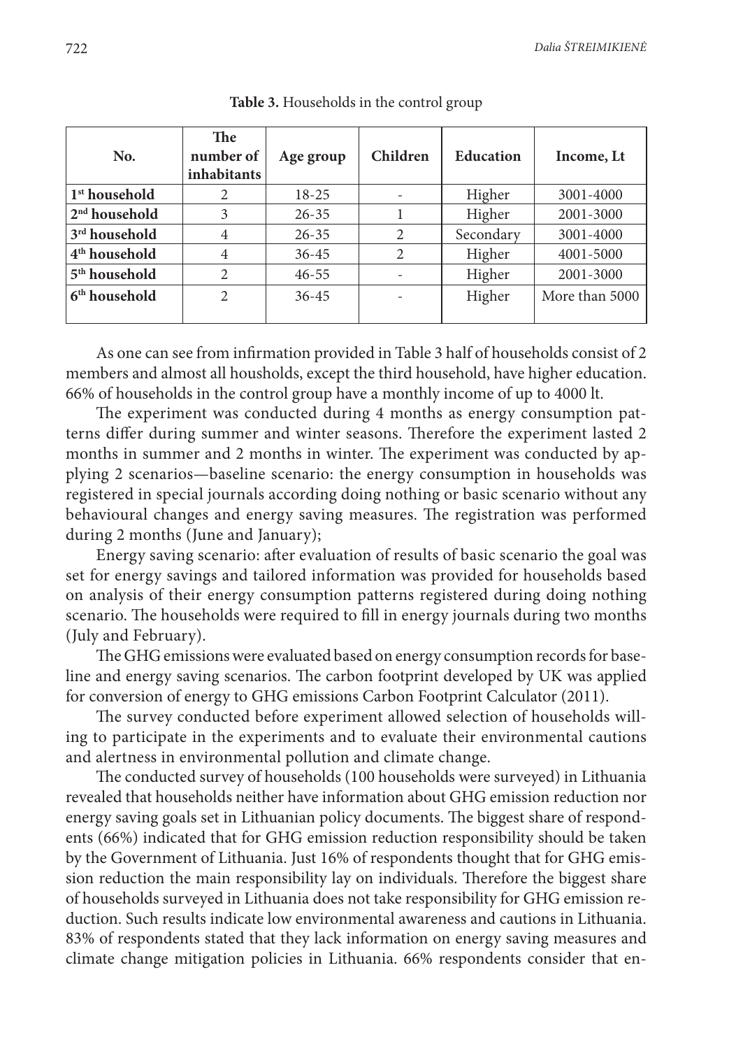**Table 3.** Households in the control group

| No. | The number of inhabitants | Age group | Children | Education | Income, Lt |
|---|---|---|---|---|---|
| 1st household | 2 | 18-25 | - | Higher | 3001-4000 |
| 2nd household | 3 | 26-35 | 1 | Higher | 2001-3000 |
| 3rd household | 4 | 26-35 | 2 | Secondary | 3001-4000 |
| 4th household | 4 | 36-45 | 2 | Higher | 4001-5000 |
| 5th household | 2 | 46-55 | - | Higher | 2001-3000 |
| 6th household | 2 | 36-45 | - | Higher | More than 5000 |

As one can see from infirmation provided in Table 3 half of households consist of 2 members and almost all housholds, except the third household, have higher education. 66% of households in the control group have a monthly income of up to 4000 lt.

The experiment was conducted during 4 months as energy consumption patterns differ during summer and winter seasons. Therefore the experiment lasted 2 months in summer and 2 months in winter. The experiment was conducted by applying 2 scenarios—baseline scenario: the energy consumption in households was registered in special journals according doing nothing or basic scenario without any behavioural changes and energy saving measures. The registration was performed during 2 months (June and January);

Energy saving scenario: after evaluation of results of basic scenario the goal was set for energy savings and tailored information was provided for households based on analysis of their energy consumption patterns registered during doing nothing scenario. The households were required to fill in energy journals during two months (July and February).

The GHG emissions were evaluated based on energy consumption records for baseline and energy saving scenarios. The carbon footprint developed by UK was applied for conversion of energy to GHG emissions Carbon Footprint Calculator (2011).

The survey conducted before experiment allowed selection of households willing to participate in the experiments and to evaluate their environmental cautions and alertness in environmental pollution and climate change.

The conducted survey of households (100 households were surveyed) in Lithuania revealed that households neither have information about GHG emission reduction nor energy saving goals set in Lithuanian policy documents. The biggest share of respondents (66%) indicated that for GHG emission reduction responsibility should be taken by the Government of Lithuania. Just 16% of respondents thought that for GHG emission reduction the main responsibility lay on individuals. Therefore the biggest share of households surveyed in Lithuania does not take responsibility for GHG emission reduction. Such results indicate low environmental awareness and cautions in Lithuania. 83% of respondents stated that they lack information on energy saving measures and climate change mitigation policies in Lithuania. 66% respondents consider that en-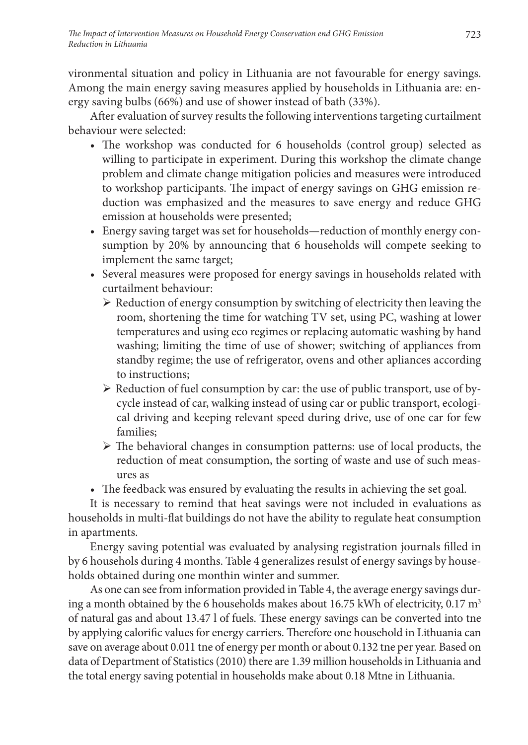vironmental situation and policy in Lithuania are not favourable for energy savings. Among the main energy saving measures applied by households in Lithuania are: energy saving bulbs (66%) and use of shower instead of bath (33%).

After evaluation of survey results the following interventions targeting curtailment behaviour were selected:

- The workshop was conducted for 6 households (control group) selected as willing to participate in experiment. During this workshop the climate change problem and climate change mitigation policies and measures were introduced to workshop participants. The impact of energy savings on GHG emission reduction was emphasized and the measures to save energy and reduce GHG emission at households were presented;
- Energy saving target was set for households—reduction of monthly energy consumption by 20% by announcing that 6 households will compete seeking to implement the same target;
- Several measures were proposed for energy savings in households related with curtailment behaviour:
  - Reduction of energy consumption by switching of electricity then leaving the room, shortening the time for watching TV set, using PC, washing at lower temperatures and using eco regimes or replacing automatic washing by hand washing; limiting the time of use of shower; switching of appliances from standby regime; the use of refrigerator, ovens and other apliances according to instructions;
  - Reduction of fuel consumption by car: the use of public transport, use of bycycle instead of car, walking instead of using car or public transport, ecological driving and keeping relevant speed during drive, use of one car for few families;
  - The behavioral changes in consumption patterns: use of local products, the reduction of meat consumption, the sorting of waste and use of such measures as
- The feedback was ensured by evaluating the results in achieving the set goal.

It is necessary to remind that heat savings were not included in evaluations as households in multi-flat buildings do not have the ability to regulate heat consumption in apartments.

Energy saving potential was evaluated by analysing registration journals filled in by 6 househols during 4 months. Table 4 generalizes resulst of energy savings by households obtained during one monthin winter and summer.

As one can see from information provided in Table 4, the average energy savings during a month obtained by the 6 households makes about 16.75 kWh of electricity, 0.17 $m^3$ of natural gas and about 13.47 l of fuels. These energy savings can be converted into tne by applying calorific values for energy carriers. Therefore one household in Lithuania can save on average about 0.011 tne of energy per month or about 0.132 tne per year. Based on data of Department of Statistics (2010) there are 1.39 million households in Lithuania and the total energy saving potential in households make about 0.18 Mtne in Lithuania.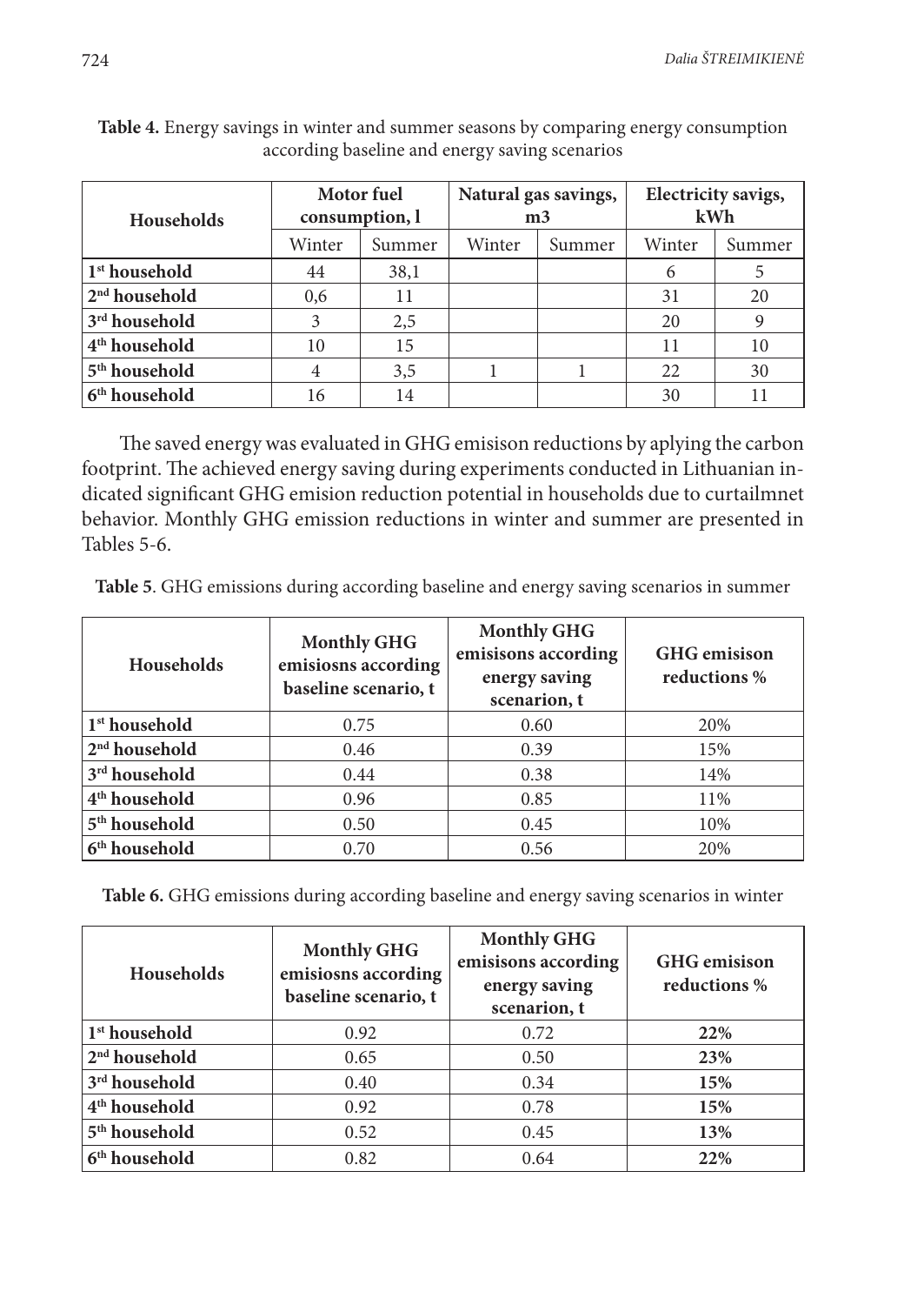**Table 4.** Energy savings in winter and summer seasons by comparing energy consumption according baseline and energy saving scenarios

| Households | Motor fuel consumption, l | | Natural gas savings, m3 | | Electricity savigs, kWh | |
|---|---|---|---|---|---|---|
| | Winter | Summer | Winter | Summer | Winter | Summer |
| **1st household** | 44 | 38,1 | | | 6 | 5 |
| **2nd household** | 0,6 | 11 | | | 31 | 20 |
| **3rd household** | 3 | 2,5 | | | 20 | 9 |
| **4th household** | 10 | 15 | | | 11 | 10 |
| **5th household** | 4 | 3,5 | 1 | 1 | 22 | 30 |
| **6th household** | 16 | 14 | | | 30 | 11 |

The saved energy was evaluated in GHG emisison reductions by aplying the carbon footprint. The achieved energy saving during experiments conducted in Lithuanian indicated significant GHG emision reduction potential in households due to curtailmnet behavior. Monthly GHG emission reductions in winter and summer are presented in Tables 5-6.

**Table 5**. GHG emissions during according baseline and energy saving scenarios in summer

| Households | Monthly GHG emisiosns according baseline scenario, t | Monthly GHG emisisons according energy saving scenarion, t | GHG emisison reductions % |
|---|---|---|---|
| **1st household** | 0.75 | 0.60 | 20% |
| **2nd household** | 0.46 | 0.39 | 15% |
| **3rd household** | 0.44 | 0.38 | 14% |
| **4th household** | 0.96 | 0.85 | 11% |
| **5th household** | 0.50 | 0.45 | 10% |
| **6th household** | 0.70 | 0.56 | 20% |

**Table 6.** GHG emissions during according baseline and energy saving scenarios in winter

| Households | Monthly GHG emisiosns according baseline scenario, t | Monthly GHG emisisons according energy saving scenarion, t | GHG emisison reductions % |
|---|---|---|---|
| **1st household** | 0.92 | 0.72 | **22%** |
| **2nd household** | 0.65 | 0.50 | **23%** |
| **3rd household** | 0.40 | 0.34 | **15%** |
| **4th household** | 0.92 | 0.78 | **15%** |
| **5th household** | 0.52 | 0.45 | **13%** |
| **6th household** | 0.82 | 0.64 | **22%** |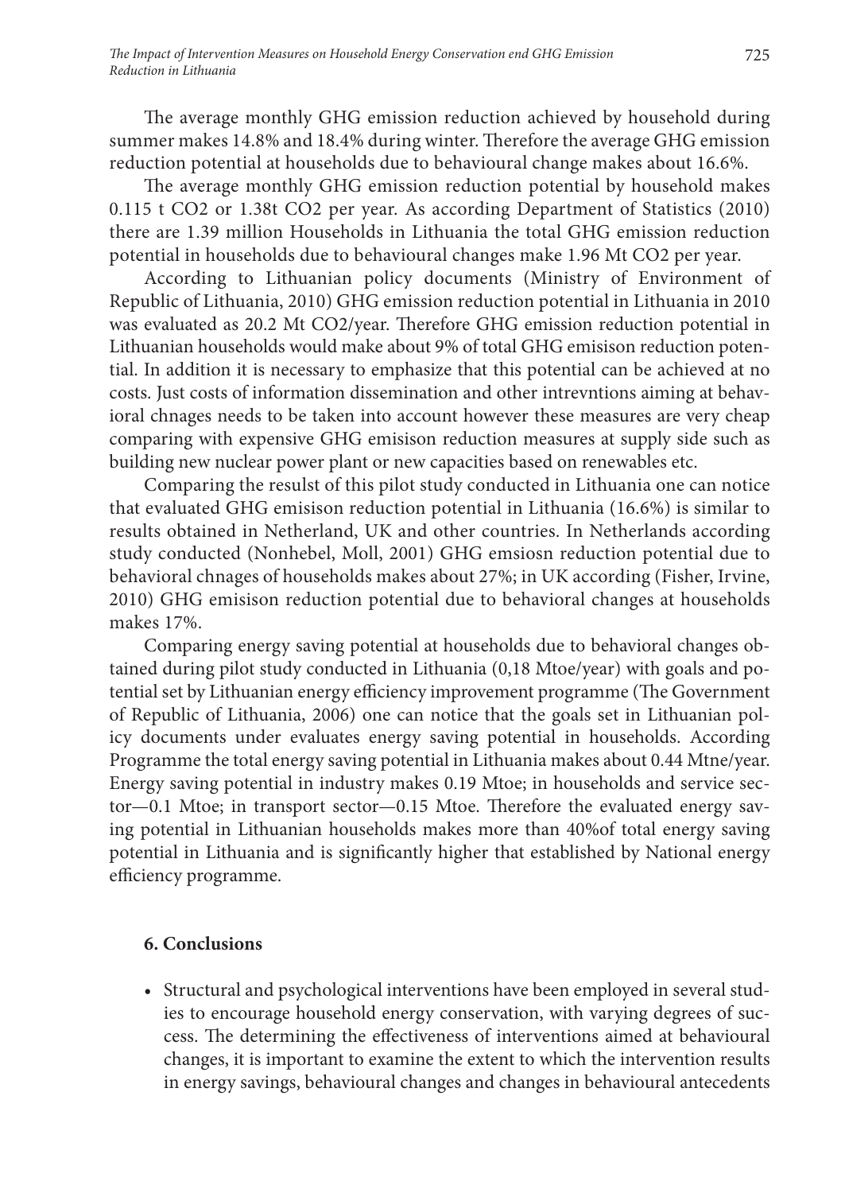The average monthly GHG emission reduction achieved by household during summer makes 14.8% and 18.4% during winter. Therefore the average GHG emission reduction potential at households due to behavioural change makes about 16.6%.

The average monthly GHG emission reduction potential by household makes 0.115 t CO2 or 1.38t CO2 per year. As according Department of Statistics (2010) there are 1.39 million Households in Lithuania the total GHG emission reduction potential in households due to behavioural changes make 1.96 Mt CO2 per year.

According to Lithuanian policy documents (Ministry of Environment of Republic of Lithuania, 2010) GHG emission reduction potential in Lithuania in 2010 was evaluated as 20.2 Mt CO2/year. Therefore GHG emission reduction potential in Lithuanian households would make about 9% of total GHG emisison reduction potential. In addition it is necessary to emphasize that this potential can be achieved at no costs. Just costs of information dissemination and other intrevntions aiming at behavioral chnages needs to be taken into account however these measures are very cheap comparing with expensive GHG emisison reduction measures at supply side such as building new nuclear power plant or new capacities based on renewables etc.

Comparing the resulst of this pilot study conducted in Lithuania one can notice that evaluated GHG emisison reduction potential in Lithuania (16.6%) is similar to results obtained in Netherland, UK and other countries. In Netherlands according study conducted (Nonhebel, Moll, 2001) GHG emsiosn reduction potential due to behavioral chnages of households makes about 27%; in UK according (Fisher, Irvine, 2010) GHG emisison reduction potential due to behavioral changes at households makes 17%.

Comparing energy saving potential at households due to behavioral changes obtained during pilot study conducted in Lithuania (0,18 Mtoe/year) with goals and potential set by Lithuanian energy efficiency improvement programme (The Government of Republic of Lithuania, 2006) one can notice that the goals set in Lithuanian policy documents under evaluates energy saving potential in households. According Programme the total energy saving potential in Lithuania makes about 0.44 Mtne/year. Energy saving potential in industry makes 0.19 Mtoe; in households and service sector—0.1 Mtoe; in transport sector—0.15 Mtoe. Therefore the evaluated energy saving potential in Lithuanian households makes more than 40%of total energy saving potential in Lithuania and is significantly higher that established by National energy efficiency programme.

## 6. Conclusions

- Structural and psychological interventions have been employed in several studies to encourage household energy conservation, with varying degrees of success. The determining the effectiveness of interventions aimed at behavioural changes, it is important to examine the extent to which the intervention results in energy savings, behavioural changes and changes in behavioural antecedents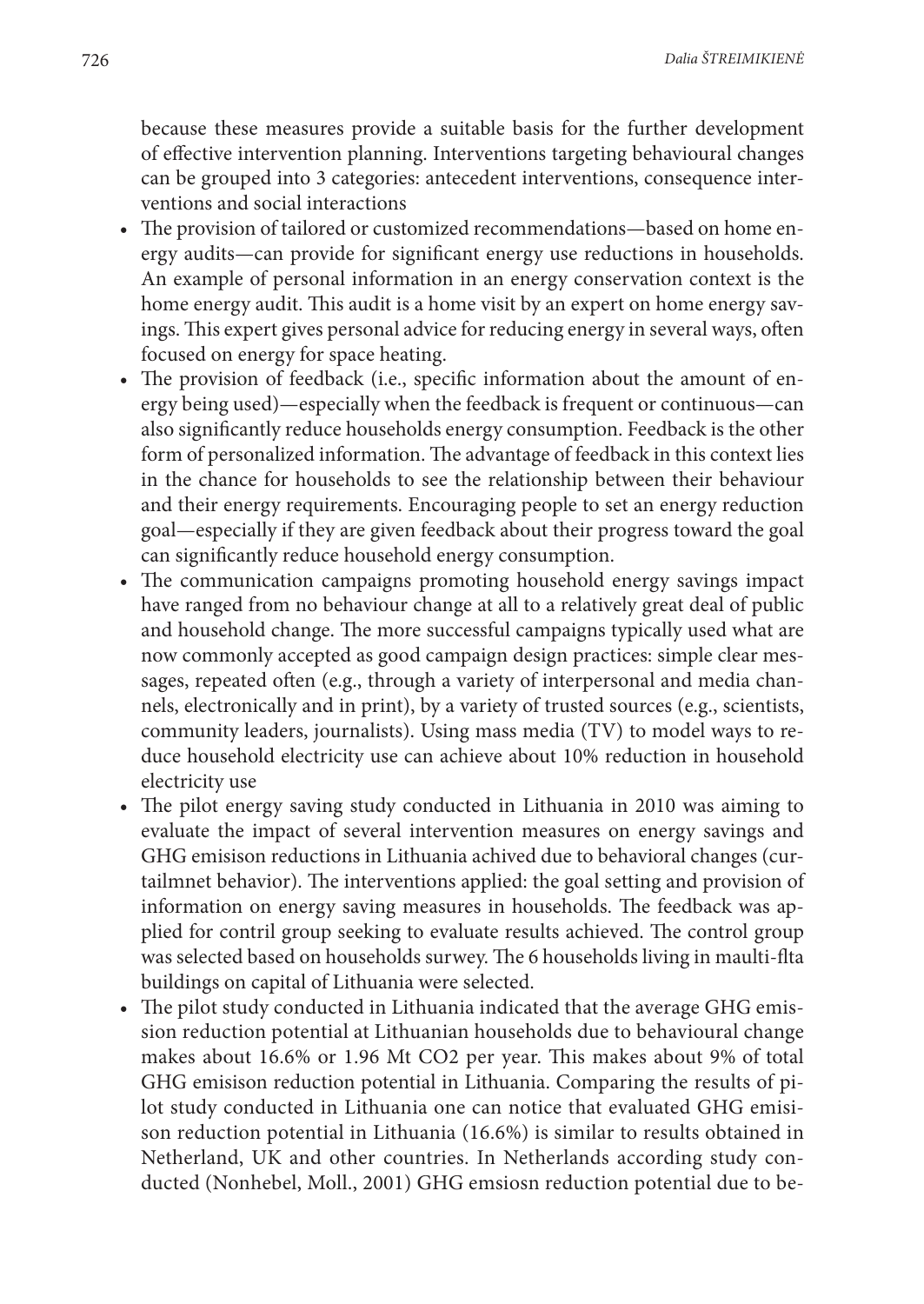because these measures provide a suitable basis for the further development of effective intervention planning. Interventions targeting behavioural changes can be grouped into 3 categories: antecedent interventions, consequence interventions and social interactions

- The provision of tailored or customized recommendations—based on home energy audits—can provide for significant energy use reductions in households. An example of personal information in an energy conservation context is the home energy audit. This audit is a home visit by an expert on home energy savings. This expert gives personal advice for reducing energy in several ways, often focused on energy for space heating.
- The provision of feedback (i.e., specific information about the amount of energy being used)—especially when the feedback is frequent or continuous—can also significantly reduce households energy consumption. Feedback is the other form of personalized information. The advantage of feedback in this context lies in the chance for households to see the relationship between their behaviour and their energy requirements. Encouraging people to set an energy reduction goal—especially if they are given feedback about their progress toward the goal can significantly reduce household energy consumption.
- The communication campaigns promoting household energy savings impact have ranged from no behaviour change at all to a relatively great deal of public and household change. The more successful campaigns typically used what are now commonly accepted as good campaign design practices: simple clear messages, repeated often (e.g., through a variety of interpersonal and media channels, electronically and in print), by a variety of trusted sources (e.g., scientists, community leaders, journalists). Using mass media (TV) to model ways to reduce household electricity use can achieve about 10% reduction in household electricity use
- The pilot energy saving study conducted in Lithuania in 2010 was aiming to evaluate the impact of several intervention measures on energy savings and GHG emisison reductions in Lithuania achived due to behavioral changes (curtailmnet behavior). The interventions applied: the goal setting and provision of information on energy saving measures in households. The feedback was applied for contril group seeking to evaluate results achieved. The control group was selected based on households surwey. The 6 households living in maulti-flta buildings on capital of Lithuania were selected.
- The pilot study conducted in Lithuania indicated that the average GHG emission reduction potential at Lithuanian households due to behavioural change makes about 16.6% or 1.96 Mt CO2 per year. This makes about 9% of total GHG emisison reduction potential in Lithuania. Comparing the results of pilot study conducted in Lithuania one can notice that evaluated GHG emisison reduction potential in Lithuania (16.6%) is similar to results obtained in Netherland, UK and other countries. In Netherlands according study conducted (Nonhebel, Moll., 2001) GHG emsiosn reduction potential due to be-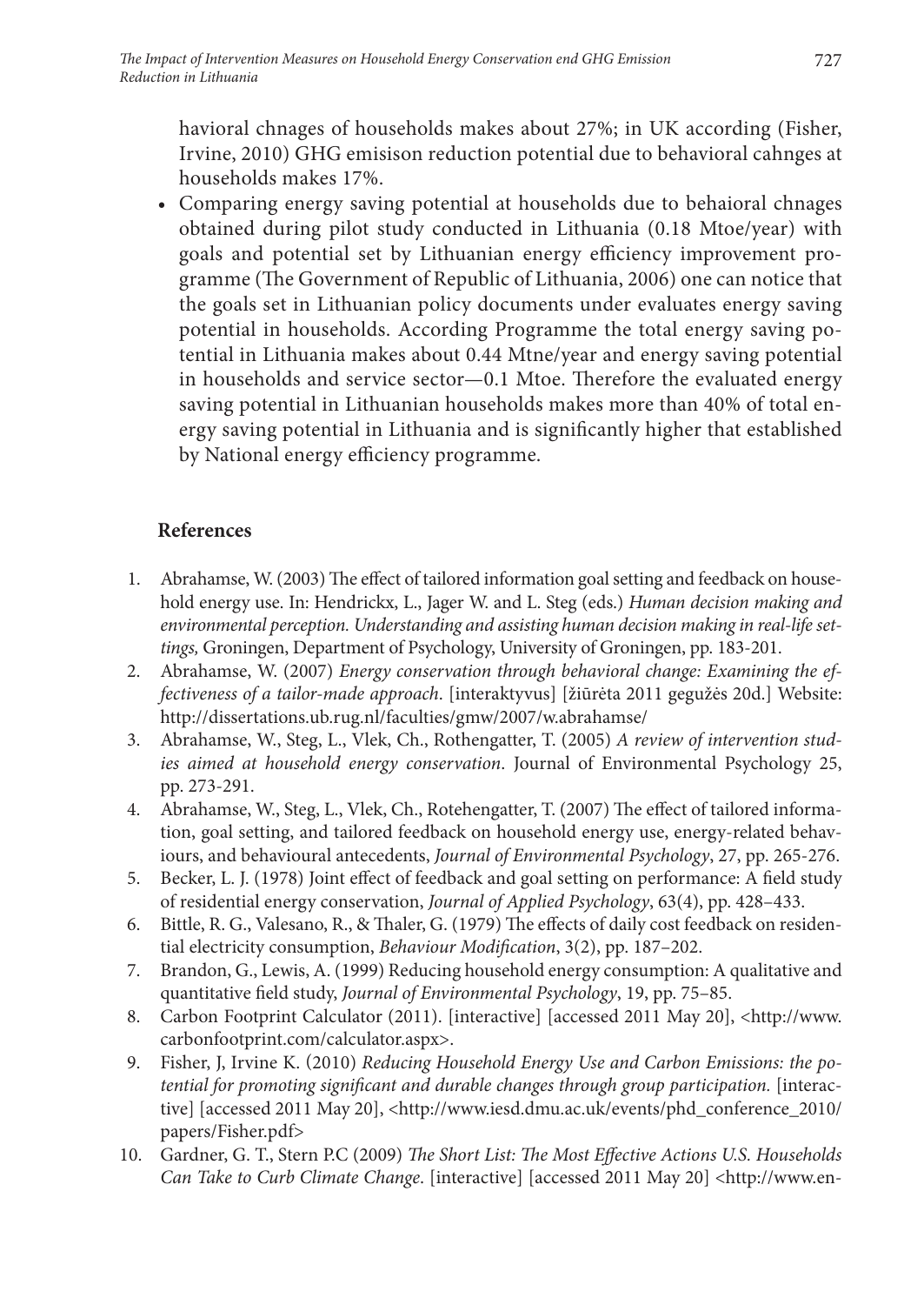havioral chnages of households makes about 27%; in UK according (Fisher, Irvine, 2010) GHG emisison reduction potential due to behavioral cahnges at households makes 17%.

- Comparing energy saving potential at households due to behaioral chnages obtained during pilot study conducted in Lithuania (0.18 Mtoe/year) with goals and potential set by Lithuanian energy efficiency improvement programme (The Government of Republic of Lithuania, 2006) one can notice that the goals set in Lithuanian policy documents under evaluates energy saving potential in households. According Programme the total energy saving potential in Lithuania makes about 0.44 Mtne/year and energy saving potential in households and service sector—0.1 Mtoe. Therefore the evaluated energy saving potential in Lithuanian households makes more than 40% of total energy saving potential in Lithuania and is significantly higher that established by National energy efficiency programme.

## References

1. Abrahamse, W. (2003) The effect of tailored information goal setting and feedback on household energy use. In: Hendrickx, L., Jager W. and L. Steg (eds.) *Human decision making and environmental perception. Understanding and assisting human decision making in real-life settings,* Groningen, Department of Psychology, University of Groningen, pp. 183-201.
2. Abrahamse, W. (2007) *Energy conservation through behavioral change: Examining the effectiveness of a tailor-made approach*. [interaktyvus] [žiūrėta 2011 gegužės 20d.] Website: http://dissertations.ub.rug.nl/faculties/gmw/2007/w.abrahamse/
3. Abrahamse, W., Steg, L., Vlek, Ch., Rothengatter, T. (2005) *A review of intervention studies aimed at household energy conservation*. Journal of Environmental Psychology 25, pp. 273-291.
4. Abrahamse, W., Steg, L., Vlek, Ch., Rotehengatter, T. (2007) The effect of tailored information, goal setting, and tailored feedback on household energy use, energy-related behaviours, and behavioural antecedents, *Journal of Environmental Psychology*, 27, pp. 265-276.
5. Becker, L. J. (1978) Joint effect of feedback and goal setting on performance: A field study of residential energy conservation, *Journal of Applied Psychology*, 63(4), pp. 428–433.
6. Bittle, R. G., Valesano, R., & Thaler, G. (1979) The effects of daily cost feedback on residential electricity consumption, *Behaviour Modification*, 3(2), pp. 187–202.
7. Brandon, G., Lewis, A. (1999) Reducing household energy consumption: A qualitative and quantitative field study, *Journal of Environmental Psychology*, 19, pp. 75–85.
8. Carbon Footprint Calculator (2011). [interactive] [accessed 2011 May 20], <http://www.carbonfootprint.com/calculator.aspx>.
9. Fisher, J, Irvine K. (2010) *Reducing Household Energy Use and Carbon Emissions: the potential for promoting significant and durable changes through group participation.* [interactive] [accessed 2011 May 20], <http://www.iesd.dmu.ac.uk/events/phd_conference_2010/papers/Fisher.pdf>
10. Gardner, G. T., Stern P.C (2009) *The Short List: The Most Effective Actions U.S. Households Can Take to Curb Climate Change*. [interactive] [accessed 2011 May 20] <http://www.en-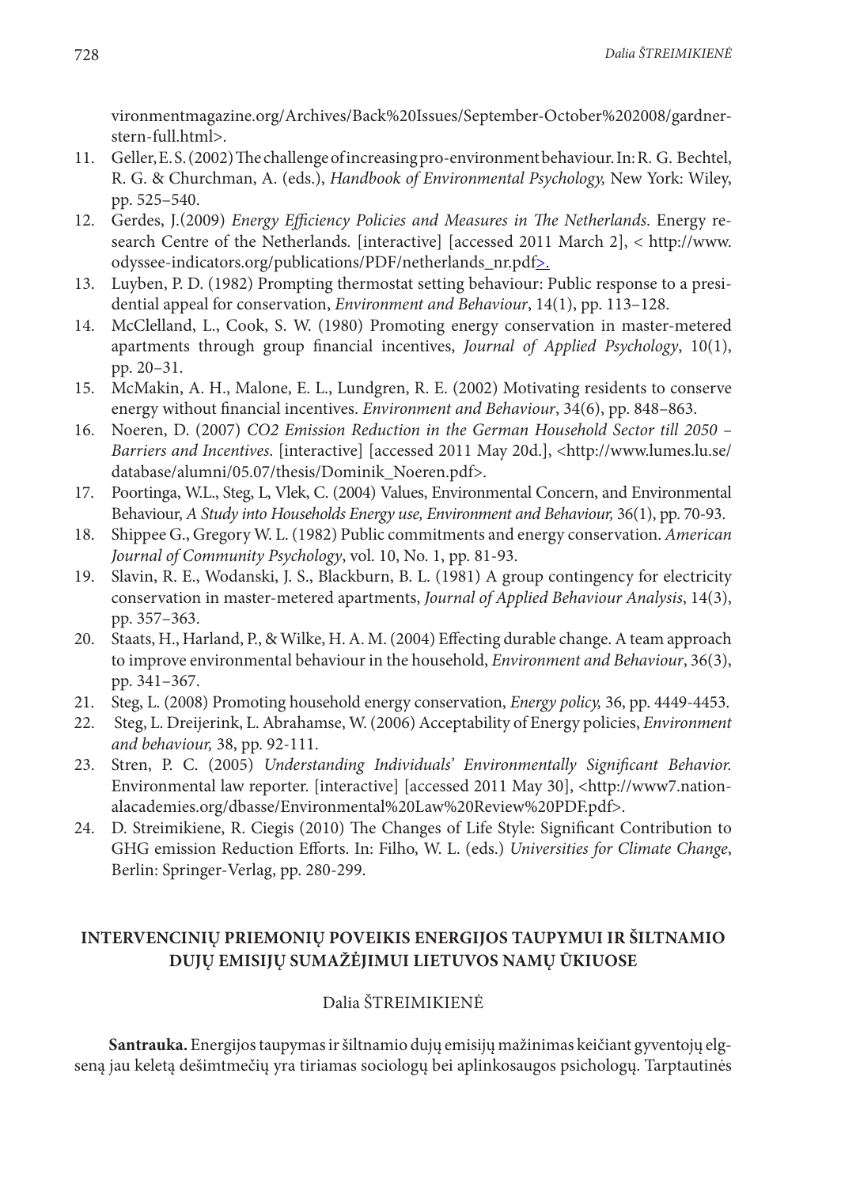vironmentmagazine.org/Archives/Back%20Issues/September-October%202008/gardner-stern-full.html>.

11. Geller, E. S. (2002) The challenge of increasing pro-environment behaviour. In: R. G. Bechtel, R. G. & Churchman, A. (eds.), *Handbook of Environmental Psychology,* New York: Wiley, pp. 525–540.
12. Gerdes, J.(2009) *Energy Efficiency Policies and Measures in The Netherlands*. Energy research Centre of the Netherlands*.* [interactive] [accessed 2011 March 2], < http://www.odyssee-indicators.org/publications/PDF/netherlands_nr.pdf>.
13. Luyben, P. D. (1982) Prompting thermostat setting behaviour: Public response to a presidential appeal for conservation, *Environment and Behaviour*, 14(1), pp. 113–128.
14. McClelland, L., Cook, S. W. (1980) Promoting energy conservation in master-metered apartments through group financial incentives, *Journal of Applied Psychology*, 10(1), pp. 20–31.
15. McMakin, A. H., Malone, E. L., Lundgren, R. E. (2002) Motivating residents to conserve energy without financial incentives. *Environment and Behaviour*, 34(6), pp. 848–863.
16. Noeren, D. (2007) *CO2 Emission Reduction in the German Household Sector till 2050 – Barriers and Incentives*. [interactive] [accessed 2011 May 20d.], <http://www.lumes.lu.se/database/alumni/05.07/thesis/Dominik_Noeren.pdf>.
17. Poortinga, W.L., Steg, L, Vlek, C. (2004) Values, Environmental Concern, and Environmental Behaviour, *A Study into Households Energy use, Environment and Behaviour,* 36(1), pp. 70-93.
18. Shippee G., Gregory W. L. (1982) Public commitments and energy conservation. *American Journal of Community Psychology*, vol. 10, No. 1, pp. 81-93.
19. Slavin, R. E., Wodanski, J. S., Blackburn, B. L. (1981) A group contingency for electricity conservation in master-metered apartments, *Journal of Applied Behaviour Analysis*, 14(3), pp. 357–363.
20. Staats, H., Harland, P., & Wilke, H. A. M. (2004) Effecting durable change. A team approach to improve environmental behaviour in the household, *Environment and Behaviour*, 36(3), pp. 341–367.
21. Steg, L. (2008) Promoting household energy conservation, *Energy policy,* 36, pp. 4449-4453.
22. Steg, L. Dreijerink, L. Abrahamse, W. (2006) Acceptability of Energy policies, *Environment and behaviour,* 38, pp. 92-111.
23. Stren, P. C. (2005) *Understanding Individuals' Environmentally Significant Behavior.* Environmental law reporter. [interactive] [accessed 2011 May 30], <http://www7.nationalacademies.org/dbasse/Environmental%20Law%20Review%20PDF.pdf>.
24. D. Streimikiene, R. Ciegis (2010) The Changes of Life Style: Significant Contribution to GHG emission Reduction Efforts. In: Filho, W. L. (eds.) *Universities for Climate Change*, Berlin: Springer-Verlag, pp. 280-299.

## INTERVENCINIŲ PRIEMONIŲ POVEIKIS ENERGIJOS TAUPYMUI IR ŠILTNAMIO DUJŲ EMISIJŲ SUMAŽĖJIMUI LIETUVOS NAMŲ ŪKIUOSE

Dalia ŠTREIMIKIENĖ

**Santrauka.** Energijos taupymas ir šiltnamio dujų emisijų mažinimas keičiant gyventojų elgseną jau keletą dešimtmečių yra tiriamas sociologų bei aplinkosaugos psichologų. Tarptautinės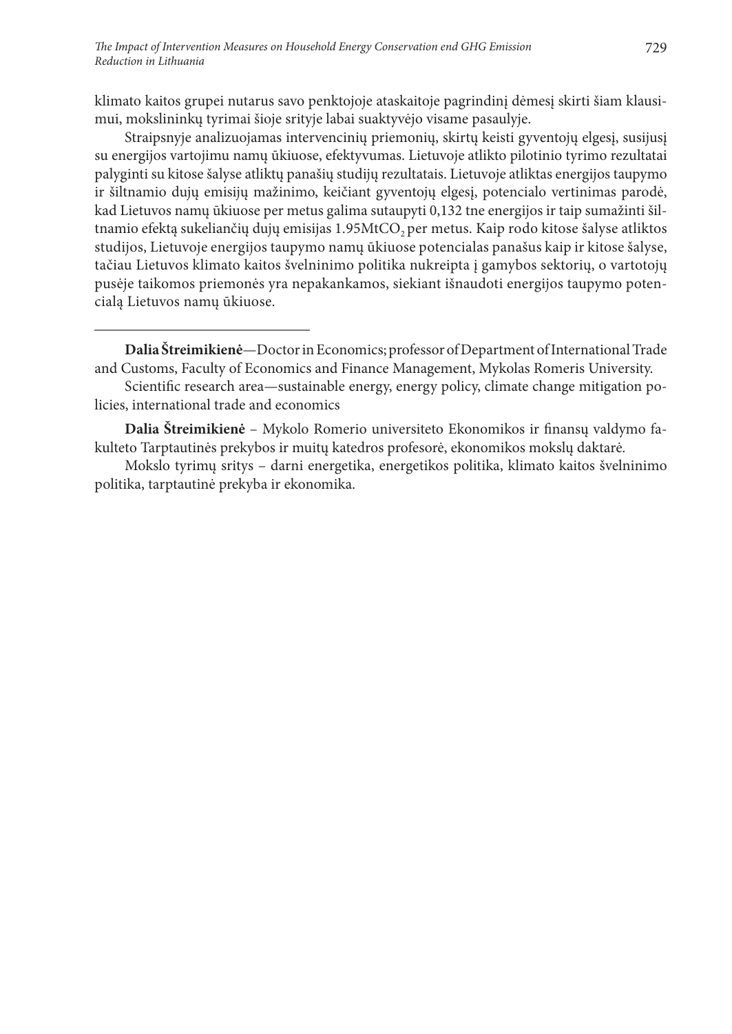klimato kaitos grupei nutarus savo penktojoje ataskaitoje pagrindinį dėmesį skirti šiam klausimui, mokslininkų tyrimai šioje srityje labai suaktyvėjo visame pasaulyje.

Straipsnyje analizuojamas intervencinių priemonių, skirtų keisti gyventojų elgesį, susijusį su energijos vartojimu namų ūkiuose, efektyvumas. Lietuvoje atlikto pilotinio tyrimo rezultatai palyginti su kitose šalyse atliktų panašių studijų rezultatais. Lietuvoje atliktas energijos taupymo ir šiltnamio dujų emisijų mažinimo, keičiant gyventojų elgesį, potencialo vertinimas parodė, kad Lietuvos namų ūkiuose per metus galima sutaupyti 0,132 tne energijos ir taip sumažinti šiltnamio efektą sukeliančių dujų emisijas 1.95Mt$CO_2$ per metus. Kaip rodo kitose šalyse atliktos studijos, Lietuvoje energijos taupymo namų ūkiuose potencialas panašus kaip ir kitose šalyse, tačiau Lietuvos klimato kaitos švelninimo politika nukreipta į gamybos sektorių, o vartotojų pusėje taikomos priemonės yra nepakankamos, siekiant išnaudoti energijos taupymo potencialą Lietuvos namų ūkiuose.

---

**Dalia Štreimikienė**—Doctor in Economics; professor of Department of International Trade and Customs, Faculty of Economics and Finance Management, Mykolas Romeris University.

Scientific research area—sustainable energy, energy policy, climate change mitigation policies, international trade and economics

**Dalia Štreimikienė** – Mykolo Romerio universiteto Ekonomikos ir finansų valdymo fakulteto Tarptautinės prekybos ir muitų katedros profesorė, ekonomikos mokslų daktarė.

Mokslo tyrimų sritys – darni energetika, energetikos politika, klimato kaitos švelninimo politika, tarptautinė prekyba ir ekonomika.